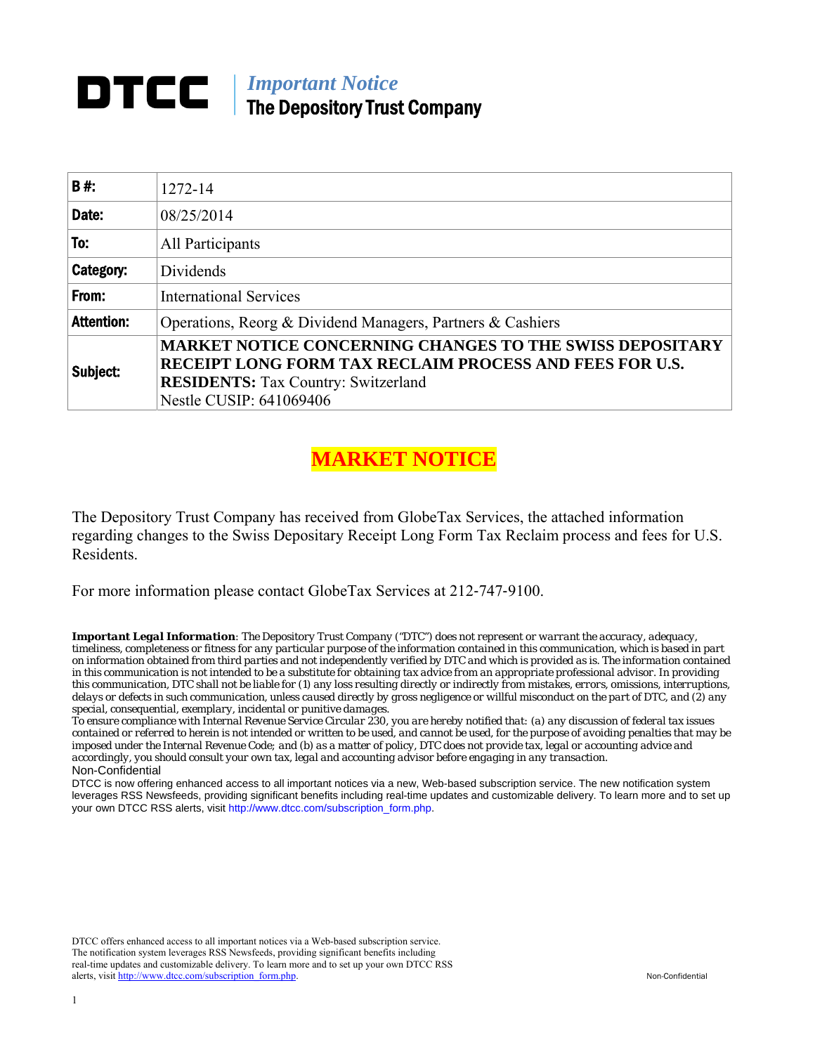# DTCC

*Important Notice*
**The Depository Trust Company**

| **B #:** | 1272-14 |
|---|---|
| **Date:** | 08/25/2014 |
| **To:** | All Participants |
| **Category:** | Dividends |
| **From:** | International Services |
| **Attention:** | Operations, Reorg & Dividend Managers, Partners & Cashiers |
| **Subject:** | **MARKET NOTICE CONCERNING CHANGES TO THE SWISS DEPOSITARY RECEIPT LONG FORM TAX RECLAIM PROCESS AND FEES FOR U.S. RESIDENTS:** Tax Country: Switzerland Nestle CUSIP: 641069406 |

## MARKET NOTICE

The Depository Trust Company has received from GlobeTax Services, the attached information regarding changes to the Swiss Depositary Receipt Long Form Tax Reclaim process and fees for U.S. Residents.

For more information please contact GlobeTax Services at 212-747-9100.

***Important Legal Information***: The Depository Trust Company ("DTC") does not represent or warrant the accuracy, adequacy, timeliness, completeness or fitness for any particular purpose of the information contained in this communication, which is based in part on information obtained from third parties and not independently verified by DTC and which is provided as is. The information contained in this communication is not intended to be a substitute for obtaining tax advice from an appropriate professional advisor. In providing this communication, DTC shall not be liable for (1) any loss resulting directly or indirectly from mistakes, errors, omissions, interruptions, delays or defects in such communication, unless caused directly by gross negligence or willful misconduct on the part of DTC, and (2) any special, consequential, exemplary, incidental or punitive damages.

To ensure compliance with Internal Revenue Service Circular 230, you are hereby notified that: (a) any discussion of federal tax issues contained or referred to herein is not intended or written to be used, and cannot be used, for the purpose of avoiding penalties that may be imposed under the Internal Revenue Code; and (b) as a matter of policy, DTC does not provide tax, legal or accounting advice and accordingly, you should consult your own tax, legal and accounting advisor before engaging in any transaction.

Non-Confidential

DTCC is now offering enhanced access to all important notices via a new, Web-based subscription service. The new notification system leverages RSS Newsfeeds, providing significant benefits including real-time updates and customizable delivery. To learn more and to set up your own DTCC RSS alerts, visit http://www.dtcc.com/subscription_form.php.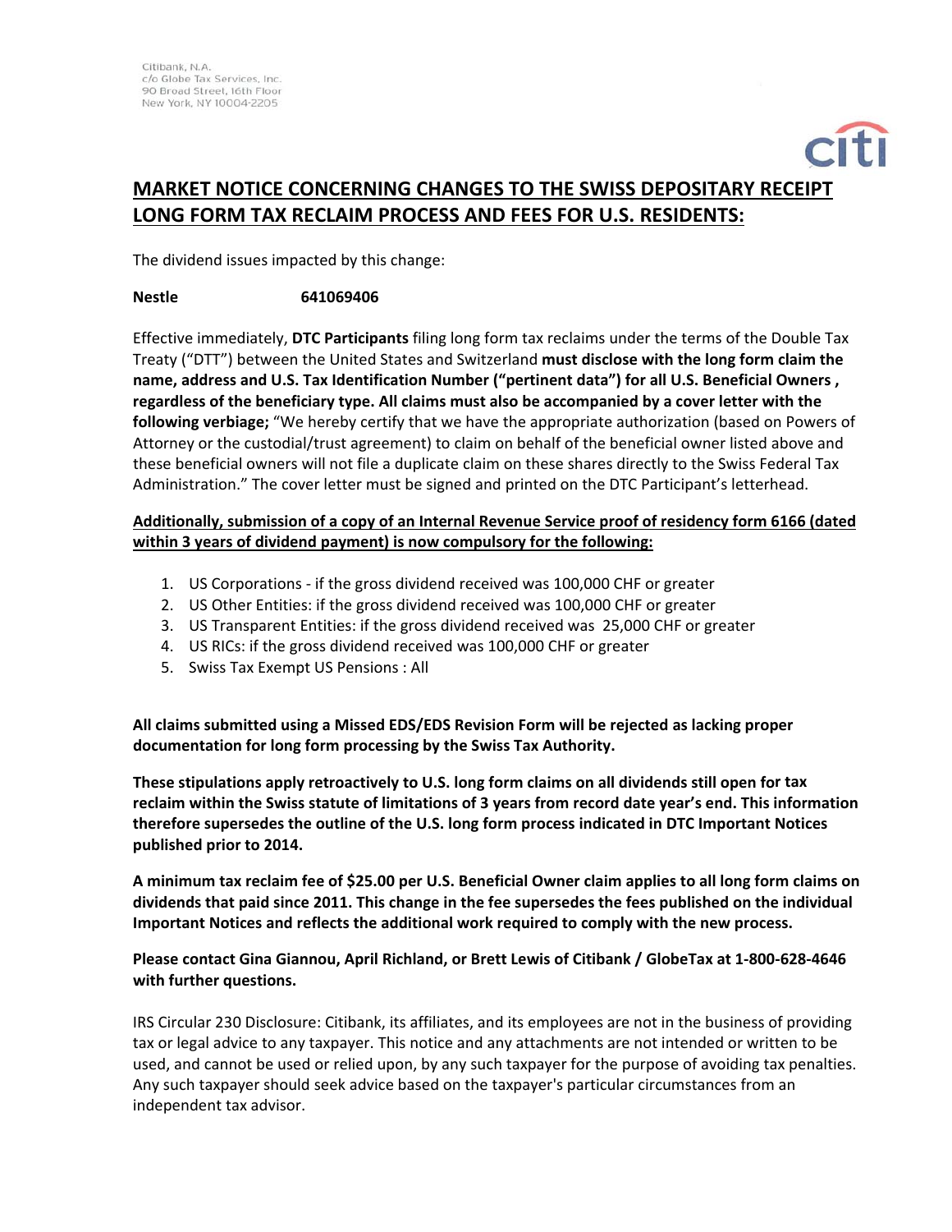Citibank, N.A.
c/o Globe Tax Services, Inc.
90 Broad Street, 16th Floor
New York, NY 10004-2205

# MARKET NOTICE CONCERNING CHANGES TO THE SWISS DEPOSITARY RECEIPT LONG FORM TAX RECLAIM PROCESS AND FEES FOR U.S. RESIDENTS:

The dividend issues impacted by this change:

**Nestle** **641069406**

Effective immediately, **DTC Participants** filing long form tax reclaims under the terms of the Double Tax Treaty ("DTT") between the United States and Switzerland **must disclose with the long form claim the name, address and U.S. Tax Identification Number ("pertinent data") for all U.S. Beneficial Owners , regardless of the beneficiary type. All claims must also be accompanied by a cover letter with the following verbiage;** "We hereby certify that we have the appropriate authorization (based on Powers of Attorney or the custodial/trust agreement) to claim on behalf of the beneficial owner listed above and these beneficial owners will not file a duplicate claim on these shares directly to the Swiss Federal Tax Administration." The cover letter must be signed and printed on the DTC Participant's letterhead.

**Additionally, submission of a copy of an Internal Revenue Service proof of residency form 6166 (dated within 3 years of dividend payment) is now compulsory for the following:**

1. US Corporations - if the gross dividend received was 100,000 CHF or greater
2. US Other Entities: if the gross dividend received was 100,000 CHF or greater
3. US Transparent Entities: if the gross dividend received was 25,000 CHF or greater
4. US RICs: if the gross dividend received was 100,000 CHF or greater
5. Swiss Tax Exempt US Pensions : All

**All claims submitted using a Missed EDS/EDS Revision Form will be rejected as lacking proper documentation for long form processing by the Swiss Tax Authority.**

**These stipulations apply retroactively to U.S. long form claims on all dividends still open for tax reclaim within the Swiss statute of limitations of 3 years from record date year's end. This information therefore supersedes the outline of the U.S. long form process indicated in DTC Important Notices published prior to 2014.**

**A minimum tax reclaim fee of $25.00 per U.S. Beneficial Owner claim applies to all long form claims on dividends that paid since 2011. This change in the fee supersedes the fees published on the individual Important Notices and reflects the additional work required to comply with the new process.**

**Please contact Gina Giannou, April Richland, or Brett Lewis of Citibank / GlobeTax at 1-800-628-4646 with further questions.**

IRS Circular 230 Disclosure: Citibank, its affiliates, and its employees are not in the business of providing tax or legal advice to any taxpayer. This notice and any attachments are not intended or written to be used, and cannot be used or relied upon, by any such taxpayer for the purpose of avoiding tax penalties. Any such taxpayer should seek advice based on the taxpayer's particular circumstances from an independent tax advisor.